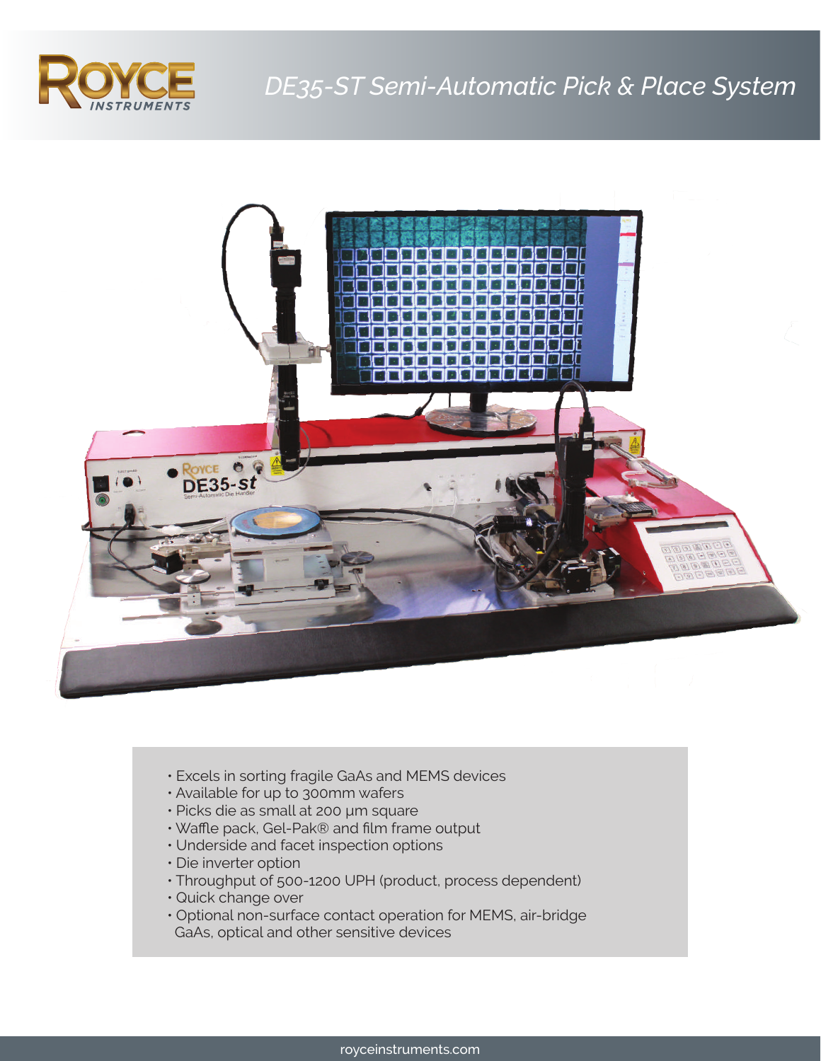# DE35-ST Semi-Automatic Pick & Place System

- Excels in sorting fragile GaAs and MEMS devices
- Available for up to 300mm wafers
- Picks die as small at 200 µm square
- Waffle pack, Gel-Pak® and film frame output
- Underside and facet inspection options
- Die inverter option
- Throughput of 500-1200 UPH (product, process dependent)
- Quick change over
- Optional non-surface contact operation for MEMS, air-bridge GaAs, optical and other sensitive devices

royceinstruments.com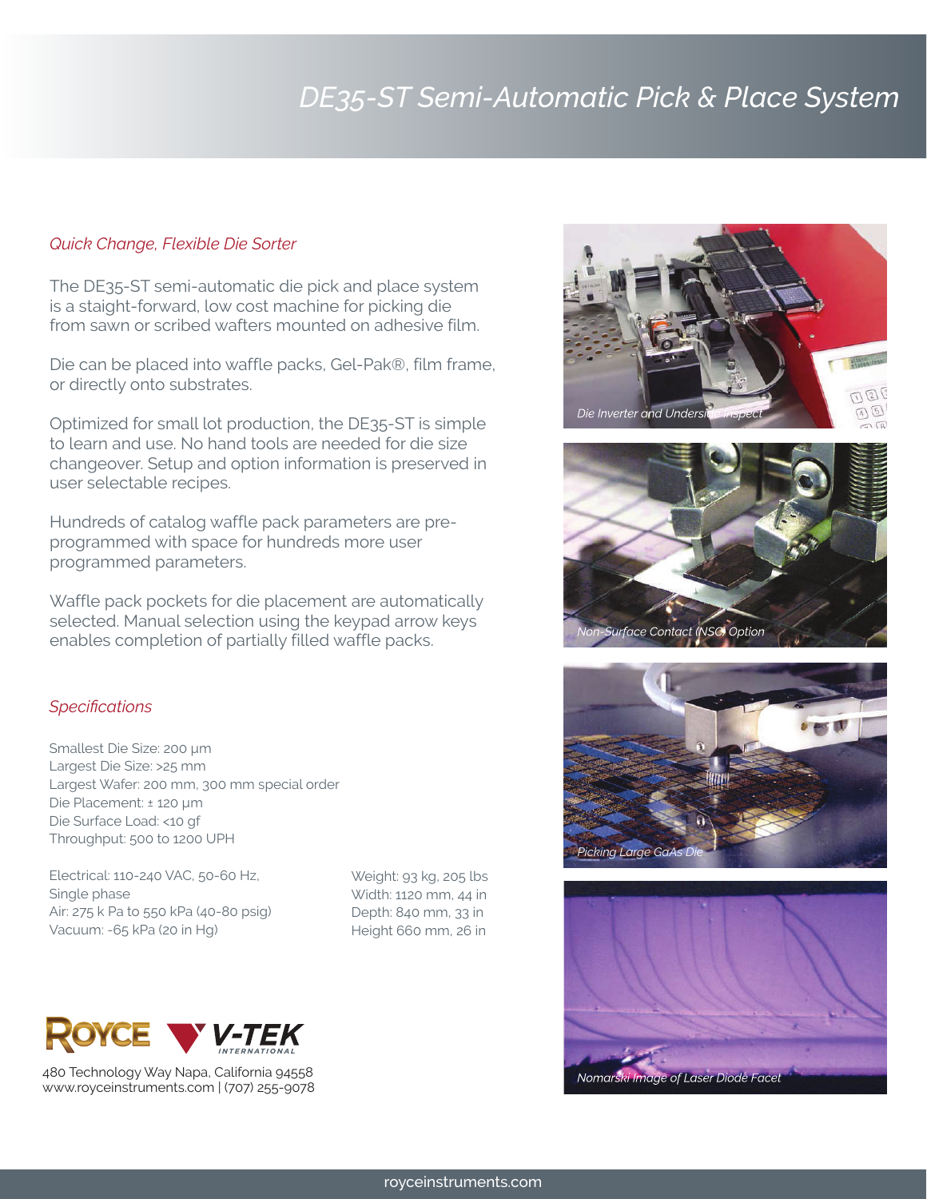# DE35-ST Semi-Automatic Pick & Place System

*Quick Change, Flexible Die Sorter*

The DE35-ST semi-automatic die pick and place system is a staight-forward, low cost machine for picking die from sawn or scribed wafters mounted on adhesive film.

Die can be placed into waffle packs, Gel-Pak®, film frame, or directly onto substrates.

Optimized for small lot production, the DE35-ST is simple to learn and use. No hand tools are needed for die size changeover. Setup and option information is preserved in user selectable recipes.

Hundreds of catalog waffle pack parameters are pre-programmed with space for hundreds more user programmed parameters.

Waffle pack pockets for die placement are automatically selected. Manual selection using the keypad arrow keys enables completion of partially filled waffle packs.

*Specifications*

Smallest Die Size: 200 µm
Largest Die Size: >25 mm
Largest Wafer: 200 mm, 300 mm special order
Die Placement: ± 120 µm
Die Surface Load: <10 gf
Throughput: 500 to 1200 UPH

Electrical: 110-240 VAC, 50-60 Hz, Single phase
Air: 275 k Pa to 550 kPa (40-80 psig)
Vacuum: -65 kPa (20 in Hg)

Weight: 93 kg, 205 lbs
Width: 1120 mm, 44 in
Depth: 840 mm, 33 in
Height 660 mm, 26 in

*Die Inverter and Underside Inspect*

*Non-Surface Contact (NSC) Option*

*Picking Large GaAs Die*

*Nomarski Image of Laser Diode Facet*

ROYCE V-TEK INTERNATIONAL

480 Technology Way Napa, California 94558
www.royceinstruments.com | (707) 255-9078

royceinstruments.com